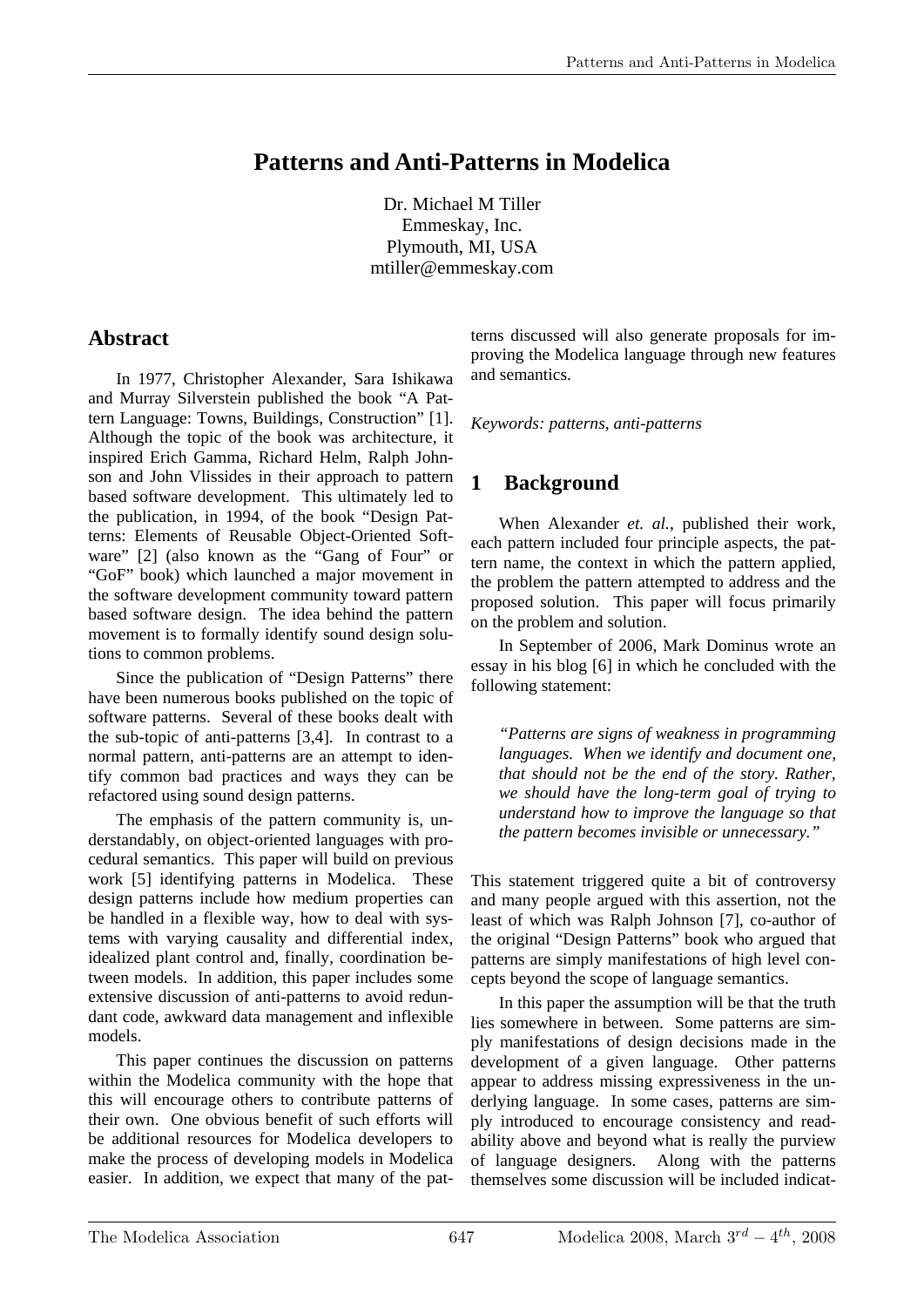# Patterns and Anti-Patterns in Modelica

Dr. Michael M Tiller
Emmeskay, Inc.
Plymouth, MI, USA
mtiller@emmeskay.com

## Abstract

In 1977, Christopher Alexander, Sara Ishikawa and Murray Silverstein published the book "A Pattern Language: Towns, Buildings, Construction" [1]. Although the topic of the book was architecture, it inspired Erich Gamma, Richard Helm, Ralph Johnson and John Vlissides in their approach to pattern based software development. This ultimately led to the publication, in 1994, of the book "Design Patterns: Elements of Reusable Object-Oriented Software" [2] (also known as the "Gang of Four" or "GoF" book) which launched a major movement in the software development community toward pattern based software design. The idea behind the pattern movement is to formally identify sound design solutions to common problems.

Since the publication of "Design Patterns" there have been numerous books published on the topic of software patterns. Several of these books dealt with the sub-topic of anti-patterns [3,4]. In contrast to a normal pattern, anti-patterns are an attempt to identify common bad practices and ways they can be refactored using sound design patterns.

The emphasis of the pattern community is, understandably, on object-oriented languages with procedural semantics. This paper will build on previous work [5] identifying patterns in Modelica. These design patterns include how medium properties can be handled in a flexible way, how to deal with systems with varying causality and differential index, idealized plant control and, finally, coordination between models. In addition, this paper includes some extensive discussion of anti-patterns to avoid redundant code, awkward data management and inflexible models.

This paper continues the discussion on patterns within the Modelica community with the hope that this will encourage others to contribute patterns of their own. One obvious benefit of such efforts will be additional resources for Modelica developers to make the process of developing models in Modelica easier. In addition, we expect that many of the patterns discussed will also generate proposals for improving the Modelica language through new features and semantics.

*Keywords: patterns, anti-patterns*

## 1 Background

When Alexander *et. al.*, published their work, each pattern included four principle aspects, the pattern name, the context in which the pattern applied, the problem the pattern attempted to address and the proposed solution. This paper will focus primarily on the problem and solution.

In September of 2006, Mark Dominus wrote an essay in his blog [6] in which he concluded with the following statement:

> *"Patterns are signs of weakness in programming languages. When we identify and document one, that should not be the end of the story. Rather, we should have the long-term goal of trying to understand how to improve the language so that the pattern becomes invisible or unnecessary."*

This statement triggered quite a bit of controversy and many people argued with this assertion, not the least of which was Ralph Johnson [7], co-author of the original "Design Patterns" book who argued that patterns are simply manifestations of high level concepts beyond the scope of language semantics.

In this paper the assumption will be that the truth lies somewhere in between. Some patterns are simply manifestations of design decisions made in the development of a given language. Other patterns appear to address missing expressiveness in the underlying language. In some cases, patterns are simply introduced to encourage consistency and readability above and beyond what is really the purview of language designers. Along with the patterns themselves some discussion will be included indicat-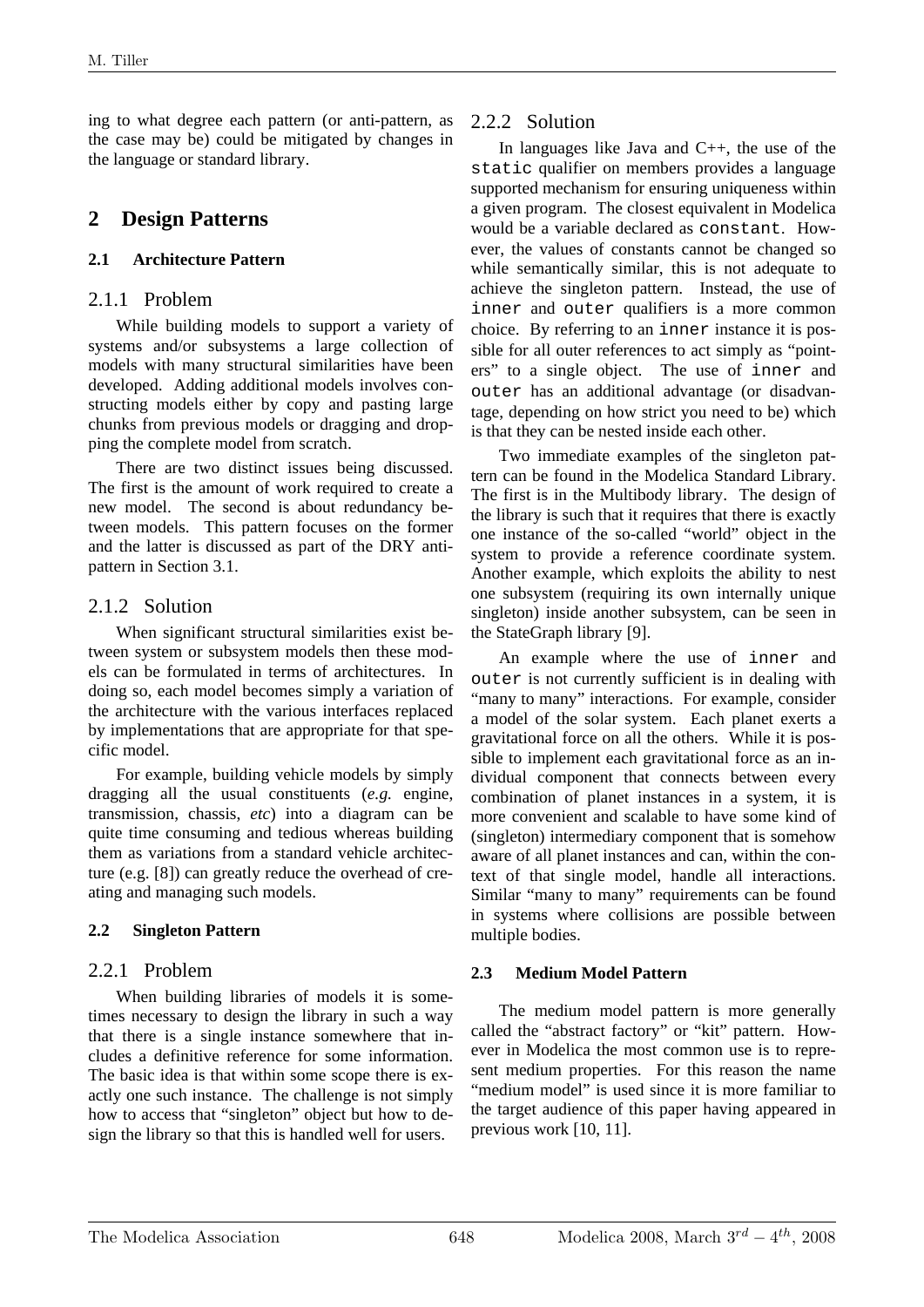ing to what degree each pattern (or anti-pattern, as the case may be) could be mitigated by changes in the language or standard library.

# 2 Design Patterns

## 2.1 Architecture Pattern

### 2.1.1 Problem

While building models to support a variety of systems and/or subsystems a large collection of models with many structural similarities have been developed. Adding additional models involves constructing models either by copy and pasting large chunks from previous models or dragging and dropping the complete model from scratch.

There are two distinct issues being discussed. The first is the amount of work required to create a new model. The second is about redundancy between models. This pattern focuses on the former and the latter is discussed as part of the DRY anti-pattern in Section 3.1.

### 2.1.2 Solution

When significant structural similarities exist between system or subsystem models then these models can be formulated in terms of architectures. In doing so, each model becomes simply a variation of the architecture with the various interfaces replaced by implementations that are appropriate for that specific model.

For example, building vehicle models by simply dragging all the usual constituents (*e.g.* engine, transmission, chassis, *etc*) into a diagram can be quite time consuming and tedious whereas building them as variations from a standard vehicle architecture (e.g. [8]) can greatly reduce the overhead of creating and managing such models.

## 2.2 Singleton Pattern

### 2.2.1 Problem

When building libraries of models it is sometimes necessary to design the library in such a way that there is a single instance somewhere that includes a definitive reference for some information. The basic idea is that within some scope there is exactly one such instance. The challenge is not simply how to access that "singleton" object but how to design the library so that this is handled well for users.

### 2.2.2 Solution

In languages like Java and C++, the use of the `static` qualifier on members provides a language supported mechanism for ensuring uniqueness within a given program. The closest equivalent in Modelica would be a variable declared as `constant`. However, the values of constants cannot be changed so while semantically similar, this is not adequate to achieve the singleton pattern. Instead, the use of `inner` and `outer` qualifiers is a more common choice. By referring to an `inner` instance it is possible for all outer references to act simply as "pointers" to a single object. The use of `inner` and `outer` has an additional advantage (or disadvantage, depending on how strict you need to be) which is that they can be nested inside each other.

Two immediate examples of the singleton pattern can be found in the Modelica Standard Library. The first is in the Multibody library. The design of the library is such that it requires that there is exactly one instance of the so-called "world" object in the system to provide a reference coordinate system. Another example, which exploits the ability to nest one subsystem (requiring its own internally unique singleton) inside another subsystem, can be seen in the StateGraph library [9].

An example where the use of `inner` and `outer` is not currently sufficient is in dealing with "many to many" interactions. For example, consider a model of the solar system. Each planet exerts a gravitational force on all the others. While it is possible to implement each gravitational force as an individual component that connects between every combination of planet instances in a system, it is more convenient and scalable to have some kind of (singleton) intermediary component that is somehow aware of all planet instances and can, within the context of that single model, handle all interactions. Similar "many to many" requirements can be found in systems where collisions are possible between multiple bodies.

## 2.3 Medium Model Pattern

The medium model pattern is more generally called the "abstract factory" or "kit" pattern. However in Modelica the most common use is to represent medium properties. For this reason the name "medium model" is used since it is more familiar to the target audience of this paper having appeared in previous work [10, 11].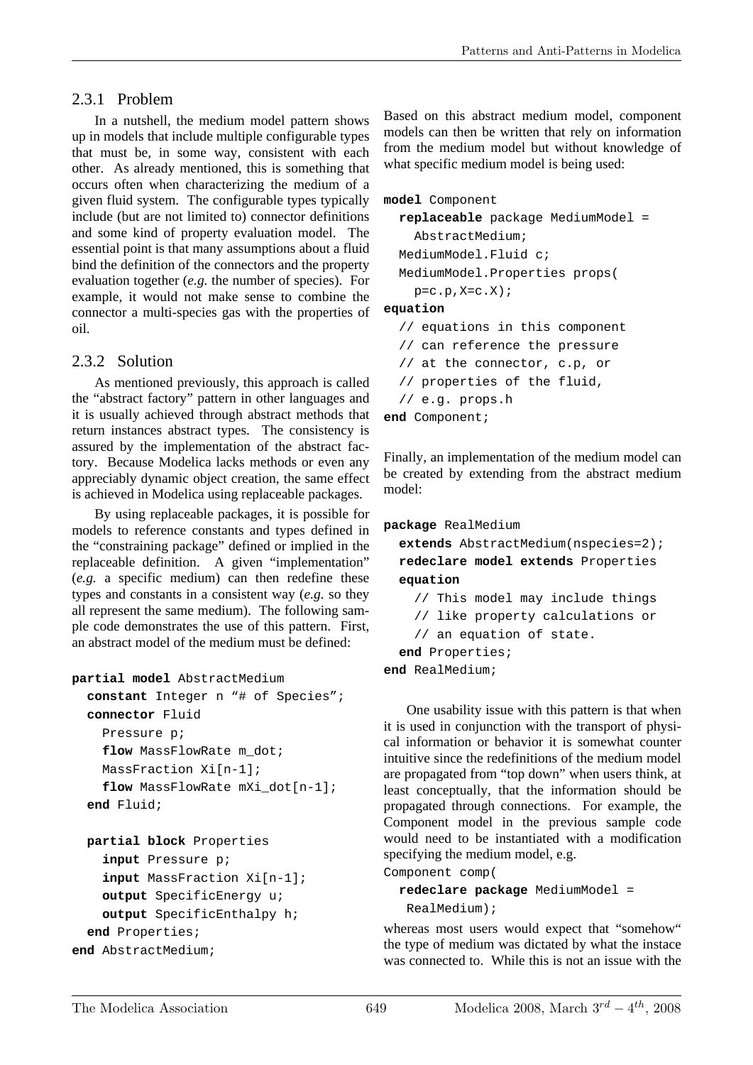### 2.3.1 Problem

In a nutshell, the medium model pattern shows up in models that include multiple configurable types that must be, in some way, consistent with each other. As already mentioned, this is something that occurs often when characterizing the medium of a given fluid system. The configurable types typically include (but are not limited to) connector definitions and some kind of property evaluation model. The essential point is that many assumptions about a fluid bind the definition of the connectors and the property evaluation together (*e.g.* the number of species). For example, it would not make sense to combine the connector a multi-species gas with the properties of oil.

### 2.3.2 Solution

As mentioned previously, this approach is called the "abstract factory" pattern in other languages and it is usually achieved through abstract methods that return instances abstract types. The consistency is assured by the implementation of the abstract factory. Because Modelica lacks methods or even any appreciably dynamic object creation, the same effect is achieved in Modelica using replaceable packages.

By using replaceable packages, it is possible for models to reference constants and types defined in the "constraining package" defined or implied in the replaceable definition. A given "implementation" (*e.g.* a specific medium) can then redefine these types and constants in a consistent way (*e.g.* so they all represent the same medium). The following sample code demonstrates the use of this pattern. First, an abstract model of the medium must be defined:

```
partial model AbstractMedium
  constant Integer n "# of Species";
  connector Fluid
    Pressure p;
    flow MassFlowRate m_dot;
    MassFraction Xi[n-1];
    flow MassFlowRate mXi_dot[n-1];
  end Fluid;

  partial block Properties
    input Pressure p;
    input MassFraction Xi[n-1];
    output SpecificEnergy u;
    output SpecificEnthalpy h;
  end Properties;
end AbstractMedium;
```

Based on this abstract medium model, component models can then be written that rely on information from the medium model but without knowledge of what specific medium model is being used:

```
model Component
  replaceable package MediumModel =
    AbstractMedium;
  MediumModel.Fluid c;
  MediumModel.Properties props(
    p=c.p,X=c.X);
equation
  // equations in this component
  // can reference the pressure
  // at the connector, c.p, or
  // properties of the fluid,
  // e.g. props.h
end Component;
```

Finally, an implementation of the medium model can be created by extending from the abstract medium model:

```
package RealMedium
  extends AbstractMedium(nspecies=2);
  redeclare model extends Properties
  equation
    // This model may include things
    // like property calculations or
    // an equation of state.
  end Properties;
end RealMedium;
```

One usability issue with this pattern is that when it is used in conjunction with the transport of physical information or behavior it is somewhat counter intuitive since the redefinitions of the medium model are propagated from "top down" when users think, at least conceptually, that the information should be propagated through connections. For example, the Component model in the previous sample code would need to be instantiated with a modification specifying the medium model, e.g.

```
Component comp(
  redeclare package MediumModel =
   RealMedium);
```

whereas most users would expect that "somehow" the type of medium was dictated by what the instace was connected to. While this is not an issue with the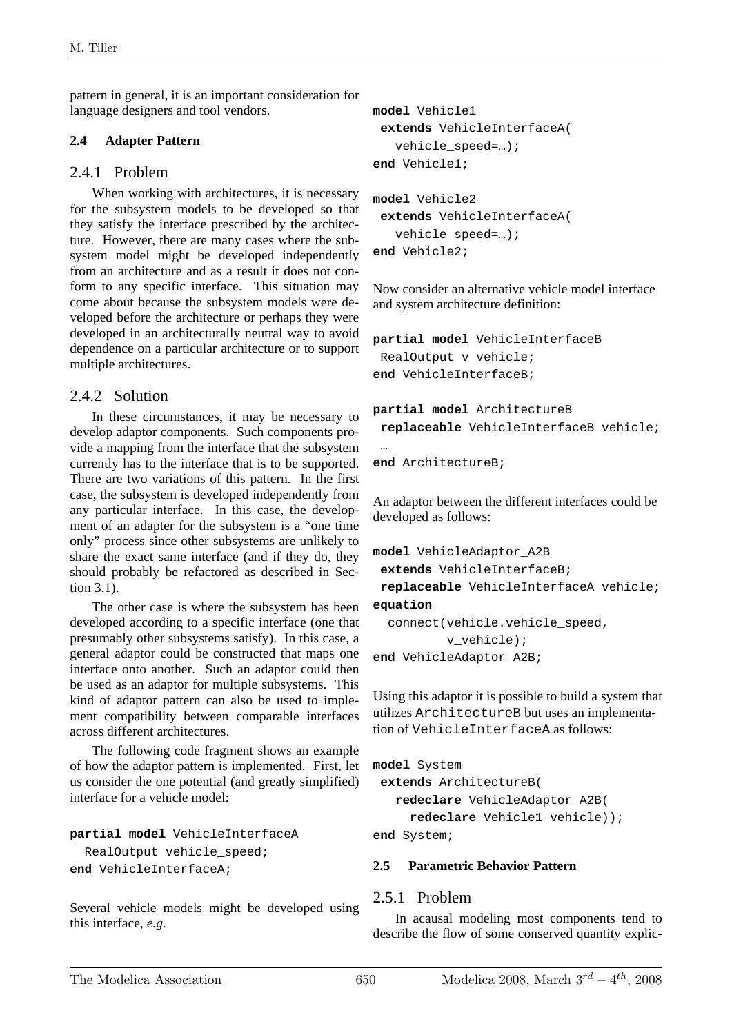pattern in general, it is an important consideration for language designers and tool vendors.

### 2.4 Adapter Pattern

#### 2.4.1 Problem

When working with architectures, it is necessary for the subsystem models to be developed so that they satisfy the interface prescribed by the architecture. However, there are many cases where the subsystem model might be developed independently from an architecture and as a result it does not conform to any specific interface. This situation may come about because the subsystem models were developed before the architecture or perhaps they were developed in an architecturally neutral way to avoid dependence on a particular architecture or to support multiple architectures.

#### 2.4.2 Solution

In these circumstances, it may be necessary to develop adaptor components. Such components provide a mapping from the interface that the subsystem currently has to the interface that is to be supported. There are two variations of this pattern. In the first case, the subsystem is developed independently from any particular interface. In this case, the development of an adapter for the subsystem is a "one time only" process since other subsystems are unlikely to share the exact same interface (and if they do, they should probably be refactored as described in Section 3.1).

The other case is where the subsystem has been developed according to a specific interface (one that presumably other subsystems satisfy). In this case, a general adaptor could be constructed that maps one interface onto another. Such an adaptor could then be used as an adaptor for multiple subsystems. This kind of adaptor pattern can also be used to implement compatibility between comparable interfaces across different architectures.

The following code fragment shows an example of how the adaptor pattern is implemented. First, let us consider the one potential (and greatly simplified) interface for a vehicle model:

```
partial model VehicleInterfaceA
  RealOutput vehicle_speed;
end VehicleInterfaceA;
```

Several vehicle models might be developed using this interface, *e.g.*

```
model Vehicle1
 extends VehicleInterfaceA(
   vehicle_speed=…);
end Vehicle1;

model Vehicle2
 extends VehicleInterfaceA(
   vehicle_speed=…);
end Vehicle2;
```

Now consider an alternative vehicle model interface and system architecture definition:

```
partial model VehicleInterfaceB
 RealOutput v_vehicle;
end VehicleInterfaceB;

partial model ArchitectureB
 replaceable VehicleInterfaceB vehicle;
 …
end ArchitectureB;
```

An adaptor between the different interfaces could be developed as follows:

```
model VehicleAdaptor_A2B
 extends VehicleInterfaceB;
 replaceable VehicleInterfaceA vehicle;
equation
  connect(vehicle.vehicle_speed,
          v_vehicle);
end VehicleAdaptor_A2B;
```

Using this adaptor it is possible to build a system that utilizes `ArchitectureB` but uses an implementation of `VehicleInterfaceA` as follows:

```
model System
 extends ArchitectureB(
   redeclare VehicleAdaptor_A2B(
     redeclare Vehicle1 vehicle));
end System;
```

### 2.5 Parametric Behavior Pattern

#### 2.5.1 Problem

In acausal modeling most components tend to describe the flow of some conserved quantity explic-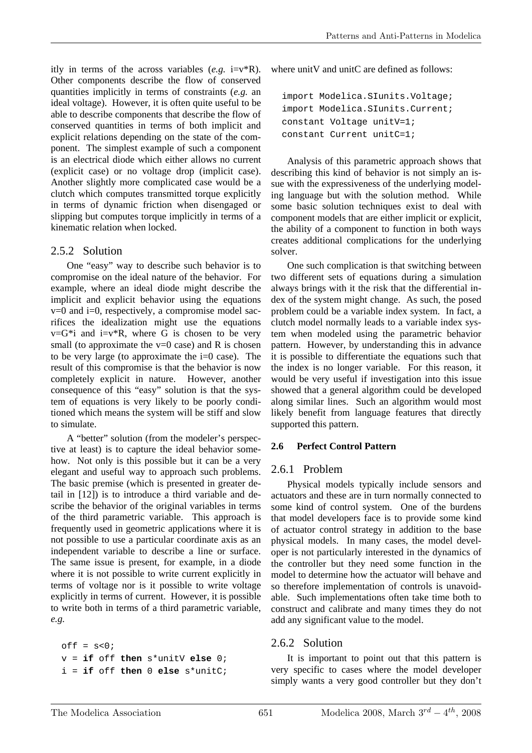itly in terms of the across variables (*e.g.* i=v*R). Other components describe the flow of conserved quantities implicitly in terms of constraints (*e.g.* an ideal voltage). However, it is often quite useful to be able to describe components that describe the flow of conserved quantities in terms of both implicit and explicit relations depending on the state of the component. The simplest example of such a component is an electrical diode which either allows no current (explicit case) or no voltage drop (implicit case). Another slightly more complicated case would be a clutch which computes transmitted torque explicitly in terms of dynamic friction when disengaged or slipping but computes torque implicitly in terms of a kinematic relation when locked.

### 2.5.2 Solution

One "easy" way to describe such behavior is to compromise on the ideal nature of the behavior. For example, where an ideal diode might describe the implicit and explicit behavior using the equations v=0 and i=0, respectively, a compromise model sacrifices the idealization might use the equations v=G*i and i=v*R, where G is chosen to be very small (to approximate the v=0 case) and R is chosen to be very large (to approximate the i=0 case). The result of this compromise is that the behavior is now completely explicit in nature. However, another consequence of this "easy" solution is that the system of equations is very likely to be poorly conditioned which means the system will be stiff and slow to simulate.

A "better" solution (from the modeler's perspective at least) is to capture the ideal behavior somehow. Not only is this possible but it can be a very elegant and useful way to approach such problems. The basic premise (which is presented in greater detail in [12]) is to introduce a third variable and describe the behavior of the original variables in terms of the third parametric variable. This approach is frequently used in geometric applications where it is not possible to use a particular coordinate axis as an independent variable to describe a line or surface. The same issue is present, for example, in a diode where it is not possible to write current explicitly in terms of voltage nor is it possible to write voltage explicitly in terms of current. However, it is possible to write both in terms of a third parametric variable, *e.g.*

```
off = s<0;
v = if off then s*unitV else 0;
i = if off then 0 else s*unitC;
```

where unitV and unitC are defined as follows:

```
import Modelica.SIunits.Voltage;
import Modelica.SIunits.Current;
constant Voltage unitV=1;
constant Current unitC=1;
```

Analysis of this parametric approach shows that describing this kind of behavior is not simply an issue with the expressiveness of the underlying modeling language but with the solution method. While some basic solution techniques exist to deal with component models that are either implicit or explicit, the ability of a component to function in both ways creates additional complications for the underlying solver.

One such complication is that switching between two different sets of equations during a simulation always brings with it the risk that the differential index of the system might change. As such, the posed problem could be a variable index system. In fact, a clutch model normally leads to a variable index system when modeled using the parametric behavior pattern. However, by understanding this in advance it is possible to differentiate the equations such that the index is no longer variable. For this reason, it would be very useful if investigation into this issue showed that a general algorithm could be developed along similar lines. Such an algorithm would most likely benefit from language features that directly supported this pattern.

## 2.6 Perfect Control Pattern

### 2.6.1 Problem

Physical models typically include sensors and actuators and these are in turn normally connected to some kind of control system. One of the burdens that model developers face is to provide some kind of actuator control strategy in addition to the base physical models. In many cases, the model developer is not particularly interested in the dynamics of the controller but they need some function in the model to determine how the actuator will behave and so therefore implementation of controls is unavoidable. Such implementations often take time both to construct and calibrate and many times they do not add any significant value to the model.

### 2.6.2 Solution

It is important to point out that this pattern is very specific to cases where the model developer simply wants a very good controller but they don't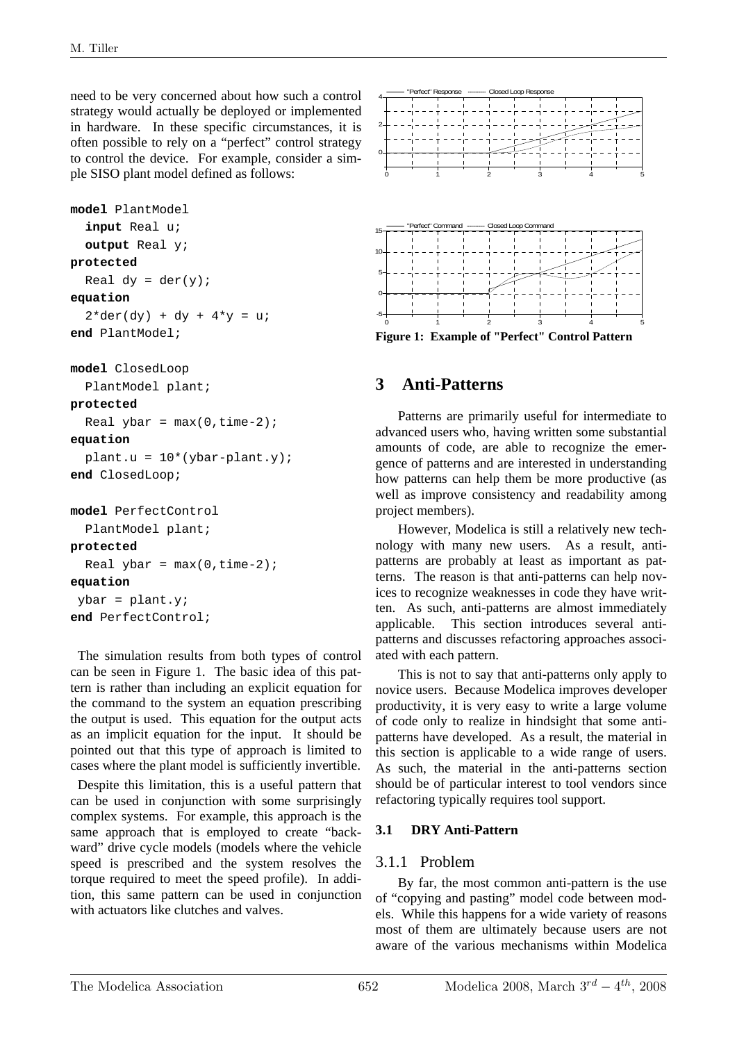need to be very concerned about how such a control strategy would actually be deployed or implemented in hardware. In these specific circumstances, it is often possible to rely on a "perfect" control strategy to control the device. For example, consider a simple SISO plant model defined as follows:

```
model PlantModel
  input Real u;
  output Real y;
protected
  Real dy = der(y);
equation
  2*der(dy) + dy + 4*y = u;
end PlantModel;

model ClosedLoop
  PlantModel plant;
protected
  Real ybar = max(0,time-2);
equation
  plant.u = 10*(ybar-plant.y);
end ClosedLoop;

model PerfectControl
  PlantModel plant;
protected
  Real ybar = max(0,time-2);
equation
 ybar = plant.y;
end PerfectControl;
```

The simulation results from both types of control can be seen in Figure 1. The basic idea of this pattern is rather than including an explicit equation for the command to the system an equation prescribing the output is used. This equation for the output acts as an implicit equation for the input. It should be pointed out that this type of approach is limited to cases where the plant model is sufficiently invertible.

Despite this limitation, this is a useful pattern that can be used in conjunction with some surprisingly complex systems. For example, this approach is the same approach that is employed to create "backward" drive cycle models (models where the vehicle speed is prescribed and the system resolves the torque required to meet the speed profile). In addition, this same pattern can be used in conjunction with actuators like clutches and valves.

**Figure 1: Example of "Perfect" Control Pattern**

## 3 Anti-Patterns

Patterns are primarily useful for intermediate to advanced users who, having written some substantial amounts of code, are able to recognize the emergence of patterns and are interested in understanding how patterns can help them be more productive (as well as improve consistency and readability among project members).

However, Modelica is still a relatively new technology with many new users. As a result, anti-patterns are probably at least as important as patterns. The reason is that anti-patterns can help novices to recognize weaknesses in code they have written. As such, anti-patterns are almost immediately applicable. This section introduces several anti-patterns and discusses refactoring approaches associated with each pattern.

This is not to say that anti-patterns only apply to novice users. Because Modelica improves developer productivity, it is very easy to write a large volume of code only to realize in hindsight that some anti-patterns have developed. As a result, the material in this section is applicable to a wide range of users. As such, the material in the anti-patterns section should be of particular interest to tool vendors since refactoring typically requires tool support.

### 3.1 DRY Anti-Pattern

#### 3.1.1 Problem

By far, the most common anti-pattern is the use of "copying and pasting" model code between models. While this happens for a wide variety of reasons most of them are ultimately because users are not aware of the various mechanisms within Modelica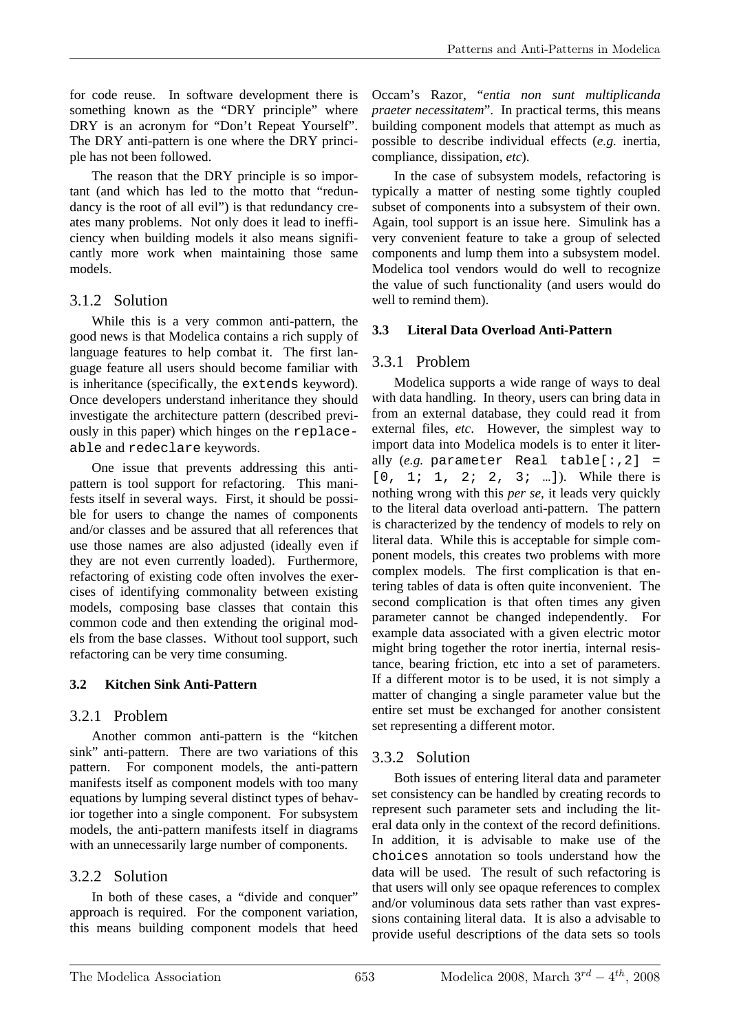for code reuse. In software development there is something known as the "DRY principle" where DRY is an acronym for "Don't Repeat Yourself". The DRY anti-pattern is one where the DRY principle has not been followed.

The reason that the DRY principle is so important (and which has led to the motto that "redundancy is the root of all evil") is that redundancy creates many problems. Not only does it lead to inefficiency when building models it also means significantly more work when maintaining those same models.

### 3.1.2 Solution

While this is a very common anti-pattern, the good news is that Modelica contains a rich supply of language features to help combat it. The first language feature all users should become familiar with is inheritance (specifically, the `extends` keyword). Once developers understand inheritance they should investigate the architecture pattern (described previously in this paper) which hinges on the `replaceable` and `redeclare` keywords.

One issue that prevents addressing this anti-pattern is tool support for refactoring. This manifests itself in several ways. First, it should be possible for users to change the names of components and/or classes and be assured that all references that use those names are also adjusted (ideally even if they are not even currently loaded). Furthermore, refactoring of existing code often involves the exercises of identifying commonality between existing models, composing base classes that contain this common code and then extending the original models from the base classes. Without tool support, such refactoring can be very time consuming.

## 3.2 Kitchen Sink Anti-Pattern

### 3.2.1 Problem

Another common anti-pattern is the "kitchen sink" anti-pattern. There are two variations of this pattern. For component models, the anti-pattern manifests itself as component models with too many equations by lumping several distinct types of behavior together into a single component. For subsystem models, the anti-pattern manifests itself in diagrams with an unnecessarily large number of components.

### 3.2.2 Solution

In both of these cases, a "divide and conquer" approach is required. For the component variation, this means building component models that heed Occam's Razor, "*entia non sunt multiplicanda praeter necessitatem*". In practical terms, this means building component models that attempt as much as possible to describe individual effects (*e.g.* inertia, compliance, dissipation, *etc*).

In the case of subsystem models, refactoring is typically a matter of nesting some tightly coupled subset of components into a subsystem of their own. Again, tool support is an issue here. Simulink has a very convenient feature to take a group of selected components and lump them into a subsystem model. Modelica tool vendors would do well to recognize the value of such functionality (and users would do well to remind them).

## 3.3 Literal Data Overload Anti-Pattern

### 3.3.1 Problem

Modelica supports a wide range of ways to deal with data handling. In theory, users can bring data in from an external database, they could read it from external files, *etc*. However, the simplest way to import data into Modelica models is to enter it literally (*e.g.* `parameter Real table[:,2] = [0, 1; 1, 2; 2, 3; …]`). While there is nothing wrong with this *per se*, it leads very quickly to the literal data overload anti-pattern. The pattern is characterized by the tendency of models to rely on literal data. While this is acceptable for simple component models, this creates two problems with more complex models. The first complication is that entering tables of data is often quite inconvenient. The second complication is that often times any given parameter cannot be changed independently. For example data associated with a given electric motor might bring together the rotor inertia, internal resistance, bearing friction, etc into a set of parameters. If a different motor is to be used, it is not simply a matter of changing a single parameter value but the entire set must be exchanged for another consistent set representing a different motor.

### 3.3.2 Solution

Both issues of entering literal data and parameter set consistency can be handled by creating records to represent such parameter sets and including the literal data only in the context of the record definitions. In addition, it is advisable to make use of the `choices` annotation so tools understand how the data will be used. The result of such refactoring is that users will only see opaque references to complex and/or voluminous data sets rather than vast expressions containing literal data. It is also a advisable to provide useful descriptions of the data sets so tools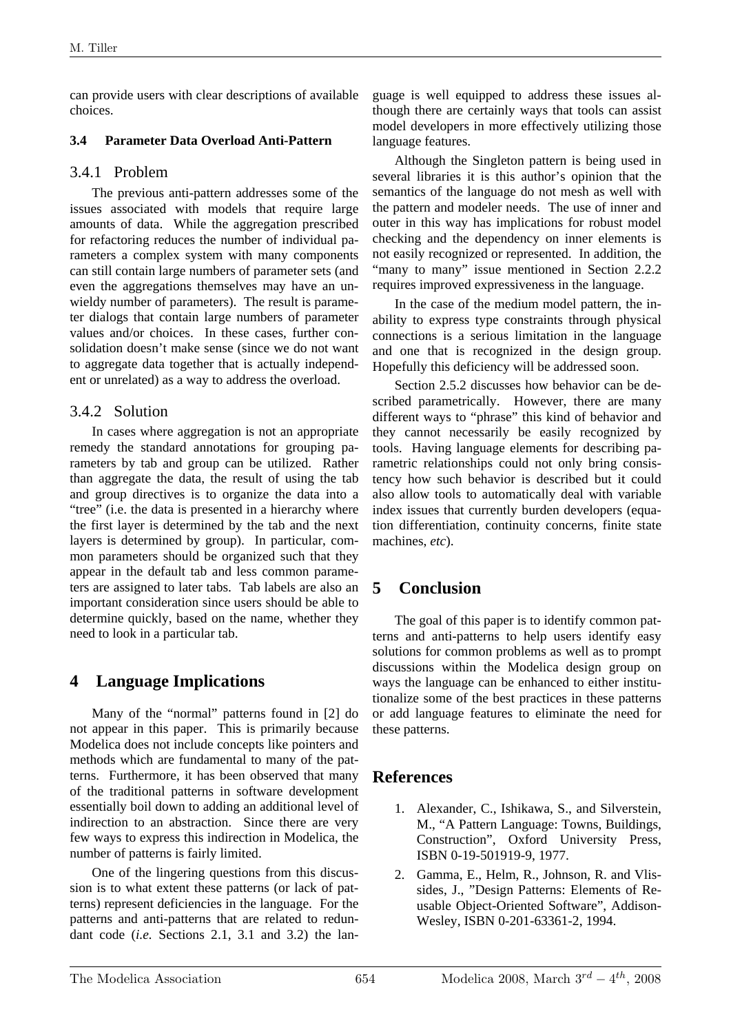can provide users with clear descriptions of available choices.

### 3.4 Parameter Data Overload Anti-Pattern

#### 3.4.1 Problem

The previous anti-pattern addresses some of the issues associated with models that require large amounts of data. While the aggregation prescribed for refactoring reduces the number of individual parameters a complex system with many components can still contain large numbers of parameter sets (and even the aggregations themselves may have an unwieldy number of parameters). The result is parameter dialogs that contain large numbers of parameter values and/or choices. In these cases, further consolidation doesn't make sense (since we do not want to aggregate data together that is actually independent or unrelated) as a way to address the overload.

#### 3.4.2 Solution

In cases where aggregation is not an appropriate remedy the standard annotations for grouping parameters by tab and group can be utilized. Rather than aggregate the data, the result of using the tab and group directives is to organize the data into a "tree" (i.e. the data is presented in a hierarchy where the first layer is determined by the tab and the next layers is determined by group). In particular, common parameters should be organized such that they appear in the default tab and less common parameters are assigned to later tabs. Tab labels are also an important consideration since users should be able to determine quickly, based on the name, whether they need to look in a particular tab.

## 4 Language Implications

Many of the "normal" patterns found in [2] do not appear in this paper. This is primarily because Modelica does not include concepts like pointers and methods which are fundamental to many of the patterns. Furthermore, it has been observed that many of the traditional patterns in software development essentially boil down to adding an additional level of indirection to an abstraction. Since there are very few ways to express this indirection in Modelica, the number of patterns is fairly limited.

One of the lingering questions from this discussion is to what extent these patterns (or lack of patterns) represent deficiencies in the language. For the patterns and anti-patterns that are related to redundant code (*i.e.* Sections 2.1, 3.1 and 3.2) the language is well equipped to address these issues although there are certainly ways that tools can assist model developers in more effectively utilizing those language features.

Although the Singleton pattern is being used in several libraries it is this author's opinion that the semantics of the language do not mesh as well with the pattern and modeler needs. The use of inner and outer in this way has implications for robust model checking and the dependency on inner elements is not easily recognized or represented. In addition, the "many to many" issue mentioned in Section 2.2.2 requires improved expressiveness in the language.

In the case of the medium model pattern, the inability to express type constraints through physical connections is a serious limitation in the language and one that is recognized in the design group. Hopefully this deficiency will be addressed soon.

Section 2.5.2 discusses how behavior can be described parametrically. However, there are many different ways to "phrase" this kind of behavior and they cannot necessarily be easily recognized by tools. Having language elements for describing parametric relationships could not only bring consistency how such behavior is described but it could also allow tools to automatically deal with variable index issues that currently burden developers (equation differentiation, continuity concerns, finite state machines, *etc*).

## 5 Conclusion

The goal of this paper is to identify common patterns and anti-patterns to help users identify easy solutions for common problems as well as to prompt discussions within the Modelica design group on ways the language can be enhanced to either institutionalize some of the best practices in these patterns or add language features to eliminate the need for these patterns.

## References

1. Alexander, C., Ishikawa, S., and Silverstein, M., "A Pattern Language: Towns, Buildings, Construction", Oxford University Press, ISBN 0-19-501919-9, 1977.
2. Gamma, E., Helm, R., Johnson, R. and Vlissides, J., "Design Patterns: Elements of Reusable Object-Oriented Software", Addison-Wesley, ISBN 0-201-63361-2, 1994.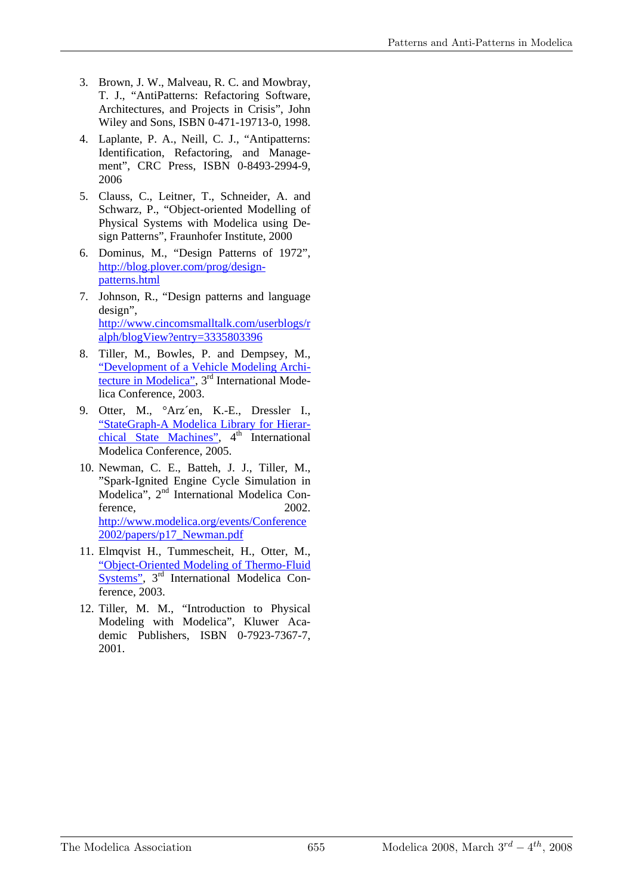3. Brown, J. W., Malveau, R. C. and Mowbray, T. J., “AntiPatterns: Refactoring Software, Architectures, and Projects in Crisis”, John Wiley and Sons, ISBN 0-471-19713-0, 1998.
4. Laplante, P. A., Neill, C. J., “Antipatterns: Identification, Refactoring, and Management”, CRC Press, ISBN 0-8493-2994-9, 2006
5. Clauss, C., Leitner, T., Schneider, A. and Schwarz, P., “Object-oriented Modelling of Physical Systems with Modelica using Design Patterns”, Fraunhofer Institute, 2000
6. Dominus, M., “Design Patterns of 1972”, http://blog.plover.com/prog/design-patterns.html
7. Johnson, R., “Design patterns and language design”, http://www.cincomsmalltalk.com/userblogs/ralph/blogView?entry=3335803396
8. Tiller, M., Bowles, P. and Dempsey, M., “Development of a Vehicle Modeling Architecture in Modelica”, 3rd International Modelica Conference, 2003.
9. Otter, M., °Arz´en, K.-E., Dressler I., “StateGraph-A Modelica Library for Hierarchical State Machines”, 4th International Modelica Conference, 2005.
10. Newman, C. E., Batteh, J. J., Tiller, M., ”Spark-Ignited Engine Cycle Simulation in Modelica”, 2nd International Modelica Conference, 2002. http://www.modelica.org/events/Conference2002/papers/p17_Newman.pdf
11. Elmqvist H., Tummescheit, H., Otter, M., “Object-Oriented Modeling of Thermo-Fluid Systems”, 3rd International Modelica Conference, 2003.
12. Tiller, M. M., “Introduction to Physical Modeling with Modelica”, Kluwer Academic Publishers, ISBN 0-7923-7367-7, 2001.